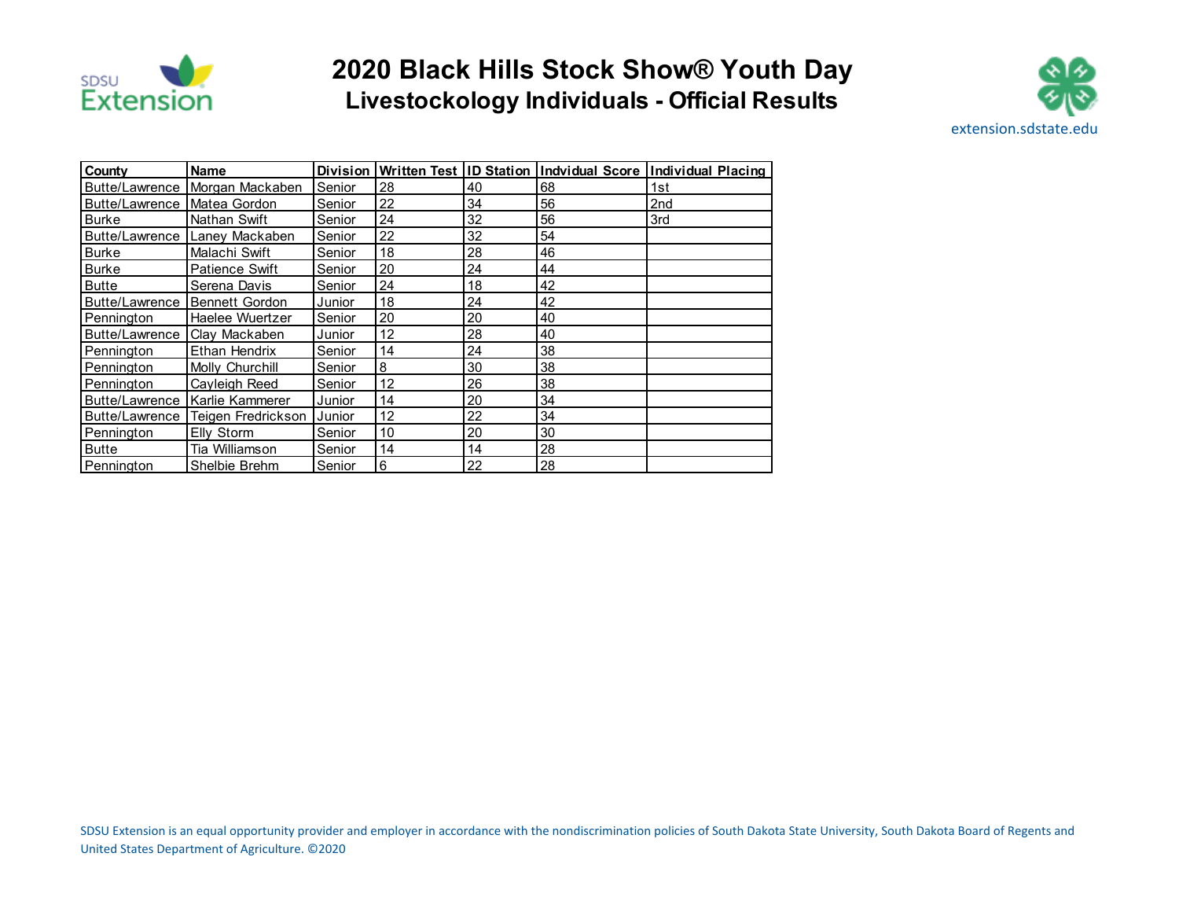# 2020 Black Hills Stock Show® Youth Day

## Livestockology Individuals - Official Results

extension.sdstate.edu

| County | Name | Division | Written Test | ID Station | Indvidual Score | Individual Placing |
|---|---|---|---|---|---|---|
| Butte/Lawrence | Morgan Mackaben | Senior | 28 | 40 | 68 | 1st |
| Butte/Lawrence | Matea Gordon | Senior | 22 | 34 | 56 | 2nd |
| Burke | Nathan Swift | Senior | 24 | 32 | 56 | 3rd |
| Butte/Lawrence | Laney Mackaben | Senior | 22 | 32 | 54 | |
| Burke | Malachi Swift | Senior | 18 | 28 | 46 | |
| Burke | Patience Swift | Senior | 20 | 24 | 44 | |
| Butte | Serena Davis | Senior | 24 | 18 | 42 | |
| Butte/Lawrence | Bennett Gordon | Junior | 18 | 24 | 42 | |
| Pennington | Haelee Wuertzer | Senior | 20 | 20 | 40 | |
| Butte/Lawrence | Clay Mackaben | Junior | 12 | 28 | 40 | |
| Pennington | Ethan Hendrix | Senior | 14 | 24 | 38 | |
| Pennington | Molly Churchill | Senior | 8 | 30 | 38 | |
| Pennington | Cayleigh Reed | Senior | 12 | 26 | 38 | |
| Butte/Lawrence | Karlie Kammerer | Junior | 14 | 20 | 34 | |
| Butte/Lawrence | Teigen Fredrickson | Junior | 12 | 22 | 34 | |
| Pennington | Elly Storm | Senior | 10 | 20 | 30 | |
| Butte | Tia Williamson | Senior | 14 | 14 | 28 | |
| Pennington | Shelbie Brehm | Senior | 6 | 22 | 28 | |

SDSU Extension is an equal opportunity provider and employer in accordance with the nondiscrimination policies of South Dakota State University, South Dakota Board of Regents and United States Department of Agriculture. ©2020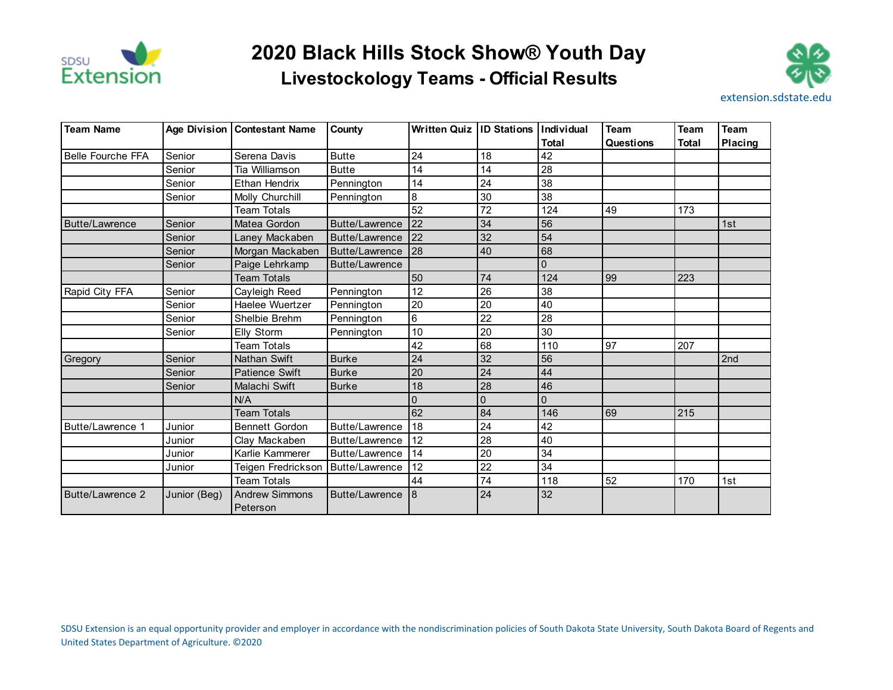# 2020 Black Hills Stock Show® Youth Day

## Livestockology Teams - Official Results

extension.sdstate.edu

| Team Name | Age Division | Contestant Name | County | Written Quiz | ID Stations | Individual Total | Team Questions | Team Total | Team Placing |
|---|---|---|---|---|---|---|---|---|---|
| Belle Fourche FFA | Senior | Serena Davis | Butte | 24 | 18 | 42 | | | |
| | Senior | Tia Williamson | Butte | 14 | 14 | 28 | | | |
| | Senior | Ethan Hendrix | Pennington | 14 | 24 | 38 | | | |
| | Senior | Molly Churchill | Pennington | 8 | 30 | 38 | | | |
| | | Team Totals | | 52 | 72 | 124 | 49 | 173 | |
| Butte/Lawrence | Senior | Matea Gordon | Butte/Lawrence | 22 | 34 | 56 | | | 1st |
| | Senior | Laney Mackaben | Butte/Lawrence | 22 | 32 | 54 | | | |
| | Senior | Morgan Mackaben | Butte/Lawrence | 28 | 40 | 68 | | | |
| | Senior | Paige Lehrkamp | Butte/Lawrence | | | 0 | | | |
| | | Team Totals | | 50 | 74 | 124 | 99 | 223 | |
| Rapid City FFA | Senior | Cayleigh Reed | Pennington | 12 | 26 | 38 | | | |
| | Senior | Haelee Wuertzer | Pennington | 20 | 20 | 40 | | | |
| | Senior | Shelbie Brehm | Pennington | 6 | 22 | 28 | | | |
| | Senior | Elly Storm | Pennington | 10 | 20 | 30 | | | |
| | | Team Totals | | 42 | 68 | 110 | 97 | 207 | |
| Gregory | Senior | Nathan Swift | Burke | 24 | 32 | 56 | | | 2nd |
| | Senior | Patience Swift | Burke | 20 | 24 | 44 | | | |
| | Senior | Malachi Swift | Burke | 18 | 28 | 46 | | | |
| | | N/A | | 0 | 0 | 0 | | | |
| | | Team Totals | | 62 | 84 | 146 | 69 | 215 | |
| Butte/Lawrence 1 | Junior | Bennett Gordon | Butte/Lawrence | 18 | 24 | 42 | | | |
| | Junior | Clay Mackaben | Butte/Lawrence | 12 | 28 | 40 | | | |
| | Junior | Karlie Kammerer | Butte/Lawrence | 14 | 20 | 34 | | | |
| | Junior | Teigen Fredrickson | Butte/Lawrence | 12 | 22 | 34 | | | |
| | | Team Totals | | 44 | 74 | 118 | 52 | 170 | 1st |
| Butte/Lawrence 2 | Junior (Beg) | Andrew Simmons Peterson | Butte/Lawrence | 8 | 24 | 32 | | | |

SDSU Extension is an equal opportunity provider and employer in accordance with the nondiscrimination policies of South Dakota State University, South Dakota Board of Regents and United States Department of Agriculture. ©2020